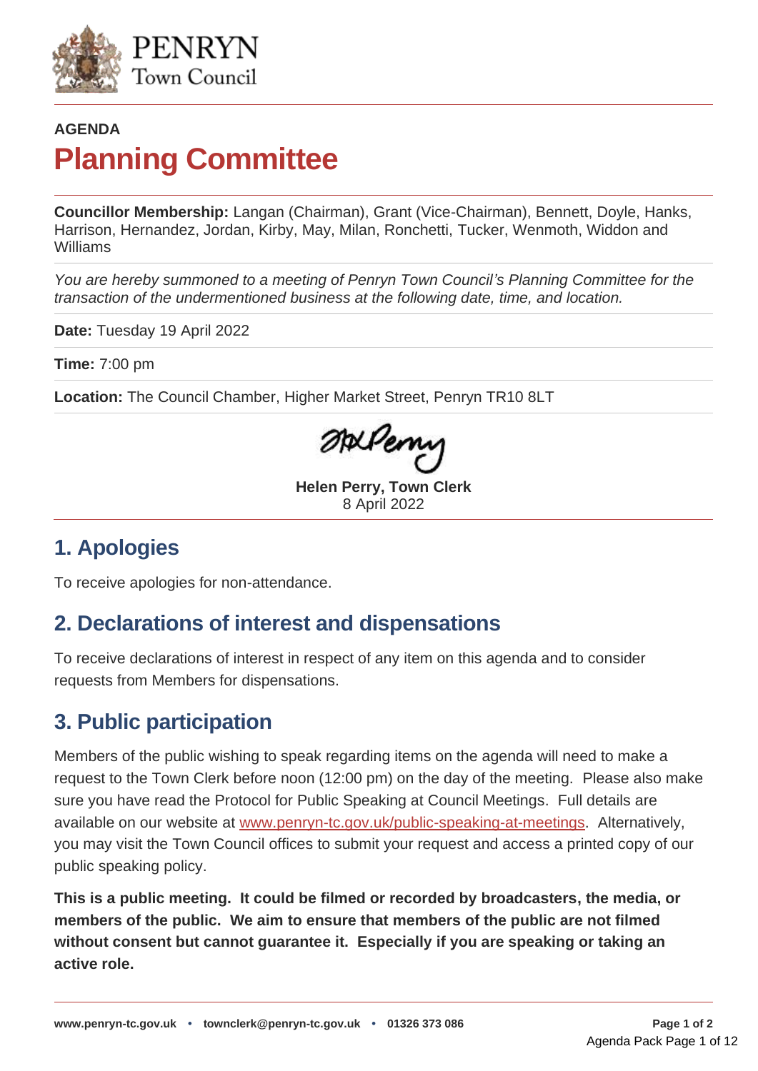PENRYN
Town Council

**AGENDA**

# Planning Committee

**Councillor Membership:** Langan (Chairman), Grant (Vice-Chairman), Bennett, Doyle, Hanks, Harrison, Hernandez, Jordan, Kirby, May, Milan, Ronchetti, Tucker, Wenmoth, Widdon and Williams

*You are hereby summoned to a meeting of Penryn Town Council's Planning Committee for the transaction of the undermentioned business at the following date, time, and location.*

**Date:** Tuesday 19 April 2022

**Time:** 7:00 pm

**Location:** The Council Chamber, Higher Market Street, Penryn TR10 8LT

**Helen Perry, Town Clerk**
8 April 2022

## 1. Apologies

To receive apologies for non-attendance.

## 2. Declarations of interest and dispensations

To receive declarations of interest in respect of any item on this agenda and to consider requests from Members for dispensations.

## 3. Public participation

Members of the public wishing to speak regarding items on the agenda will need to make a request to the Town Clerk before noon (12:00 pm) on the day of the meeting. Please also make sure you have read the Protocol for Public Speaking at Council Meetings. Full details are available on our website at www.penryn-tc.gov.uk/public-speaking-at-meetings. Alternatively, you may visit the Town Council offices to submit your request and access a printed copy of our public speaking policy.

**This is a public meeting. It could be filmed or recorded by broadcasters, the media, or members of the public. We aim to ensure that members of the public are not filmed without consent but cannot guarantee it. Especially if you are speaking or taking an active role.**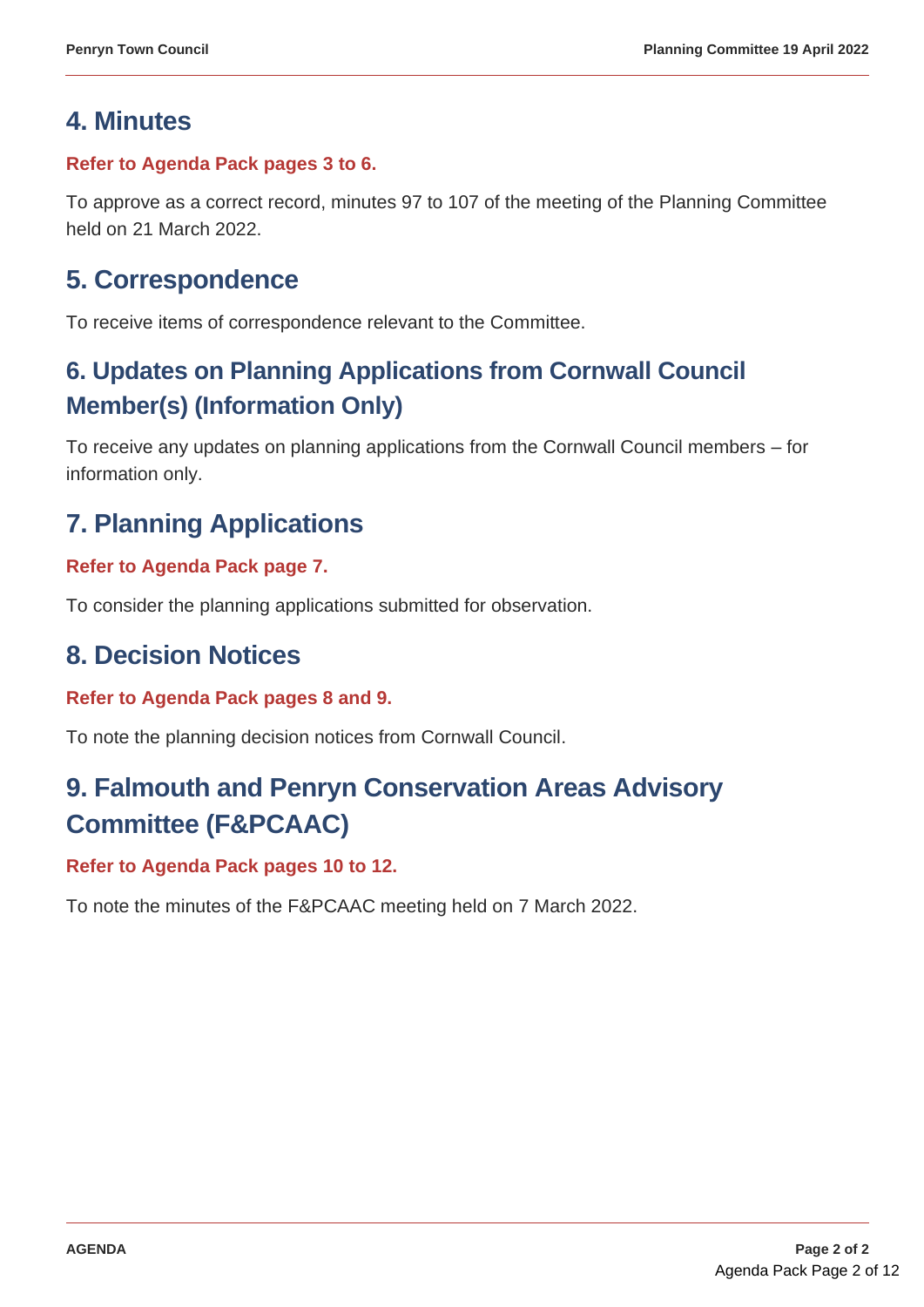## 4. Minutes

**Refer to Agenda Pack pages 3 to 6.**

To approve as a correct record, minutes 97 to 107 of the meeting of the Planning Committee held on 21 March 2022.

## 5. Correspondence

To receive items of correspondence relevant to the Committee.

## 6. Updates on Planning Applications from Cornwall Council Member(s) (Information Only)

To receive any updates on planning applications from the Cornwall Council members – for information only.

## 7. Planning Applications

**Refer to Agenda Pack page 7.**

To consider the planning applications submitted for observation.

## 8. Decision Notices

**Refer to Agenda Pack pages 8 and 9.**

To note the planning decision notices from Cornwall Council.

## 9. Falmouth and Penryn Conservation Areas Advisory Committee (F&PCAAC)

**Refer to Agenda Pack pages 10 to 12.**

To note the minutes of the F&PCAAC meeting held on 7 March 2022.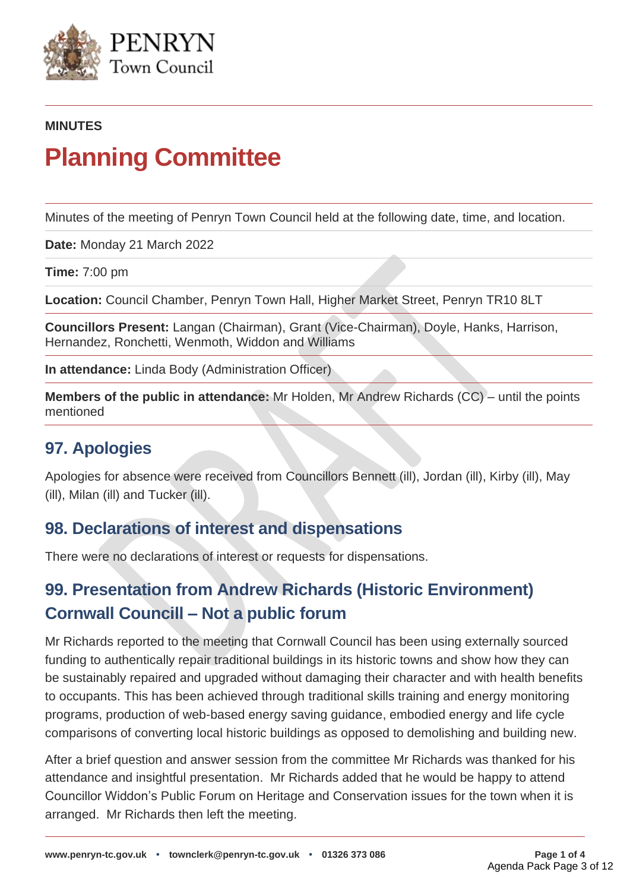PENRYN
Town Council

**MINUTES**

# Planning Committee

Minutes of the meeting of Penryn Town Council held at the following date, time, and location.

**Date:** Monday 21 March 2022

**Time:** 7:00 pm

**Location:** Council Chamber, Penryn Town Hall, Higher Market Street, Penryn TR10 8LT

**Councillors Present:** Langan (Chairman), Grant (Vice-Chairman), Doyle, Hanks, Harrison, Hernandez, Ronchetti, Wenmoth, Widdon and Williams

**In attendance:** Linda Body (Administration Officer)

**Members of the public in attendance:** Mr Holden, Mr Andrew Richards (CC) – until the points mentioned

## 97. Apologies

Apologies for absence were received from Councillors Bennett (ill), Jordan (ill), Kirby (ill), May (ill), Milan (ill) and Tucker (ill).

## 98. Declarations of interest and dispensations

There were no declarations of interest or requests for dispensations.

## 99. Presentation from Andrew Richards (Historic Environment) Cornwall Councill – Not a public forum

Mr Richards reported to the meeting that Cornwall Council has been using externally sourced funding to authentically repair traditional buildings in its historic towns and show how they can be sustainably repaired and upgraded without damaging their character and with health benefits to occupants. This has been achieved through traditional skills training and energy monitoring programs, production of web-based energy saving guidance, embodied energy and life cycle comparisons of converting local historic buildings as opposed to demolishing and building new.

After a brief question and answer session from the committee Mr Richards was thanked for his attendance and insightful presentation. Mr Richards added that he would be happy to attend Councillor Widdon's Public Forum on Heritage and Conservation issues for the town when it is arranged. Mr Richards then left the meeting.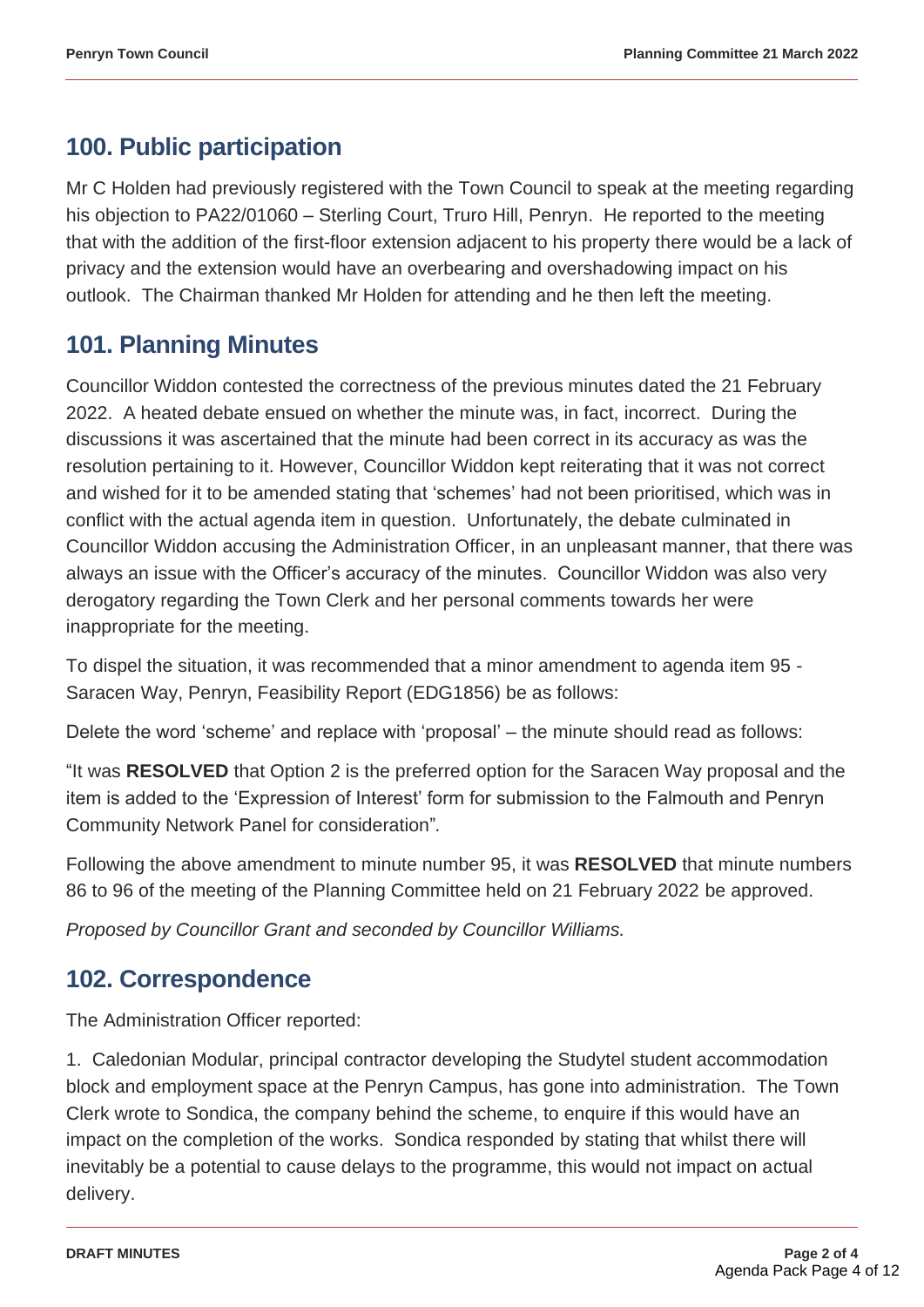## 100. Public participation

Mr C Holden had previously registered with the Town Council to speak at the meeting regarding his objection to PA22/01060 – Sterling Court, Truro Hill, Penryn. He reported to the meeting that with the addition of the first-floor extension adjacent to his property there would be a lack of privacy and the extension would have an overbearing and overshadowing impact on his outlook. The Chairman thanked Mr Holden for attending and he then left the meeting.

## 101. Planning Minutes

Councillor Widdon contested the correctness of the previous minutes dated the 21 February 2022. A heated debate ensued on whether the minute was, in fact, incorrect. During the discussions it was ascertained that the minute had been correct in its accuracy as was the resolution pertaining to it. However, Councillor Widdon kept reiterating that it was not correct and wished for it to be amended stating that 'schemes' had not been prioritised, which was in conflict with the actual agenda item in question. Unfortunately, the debate culminated in Councillor Widdon accusing the Administration Officer, in an unpleasant manner, that there was always an issue with the Officer's accuracy of the minutes. Councillor Widdon was also very derogatory regarding the Town Clerk and her personal comments towards her were inappropriate for the meeting.

To dispel the situation, it was recommended that a minor amendment to agenda item 95 - Saracen Way, Penryn, Feasibility Report (EDG1856) be as follows:

Delete the word 'scheme' and replace with 'proposal' – the minute should read as follows:

"It was **RESOLVED** that Option 2 is the preferred option for the Saracen Way proposal and the item is added to the 'Expression of Interest' form for submission to the Falmouth and Penryn Community Network Panel for consideration".

Following the above amendment to minute number 95, it was **RESOLVED** that minute numbers 86 to 96 of the meeting of the Planning Committee held on 21 February 2022 be approved.

*Proposed by Councillor Grant and seconded by Councillor Williams.*

## 102. Correspondence

The Administration Officer reported:

1. Caledonian Modular, principal contractor developing the Studytel student accommodation block and employment space at the Penryn Campus, has gone into administration. The Town Clerk wrote to Sondica, the company behind the scheme, to enquire if this would have an impact on the completion of the works. Sondica responded by stating that whilst there will inevitably be a potential to cause delays to the programme, this would not impact on actual delivery.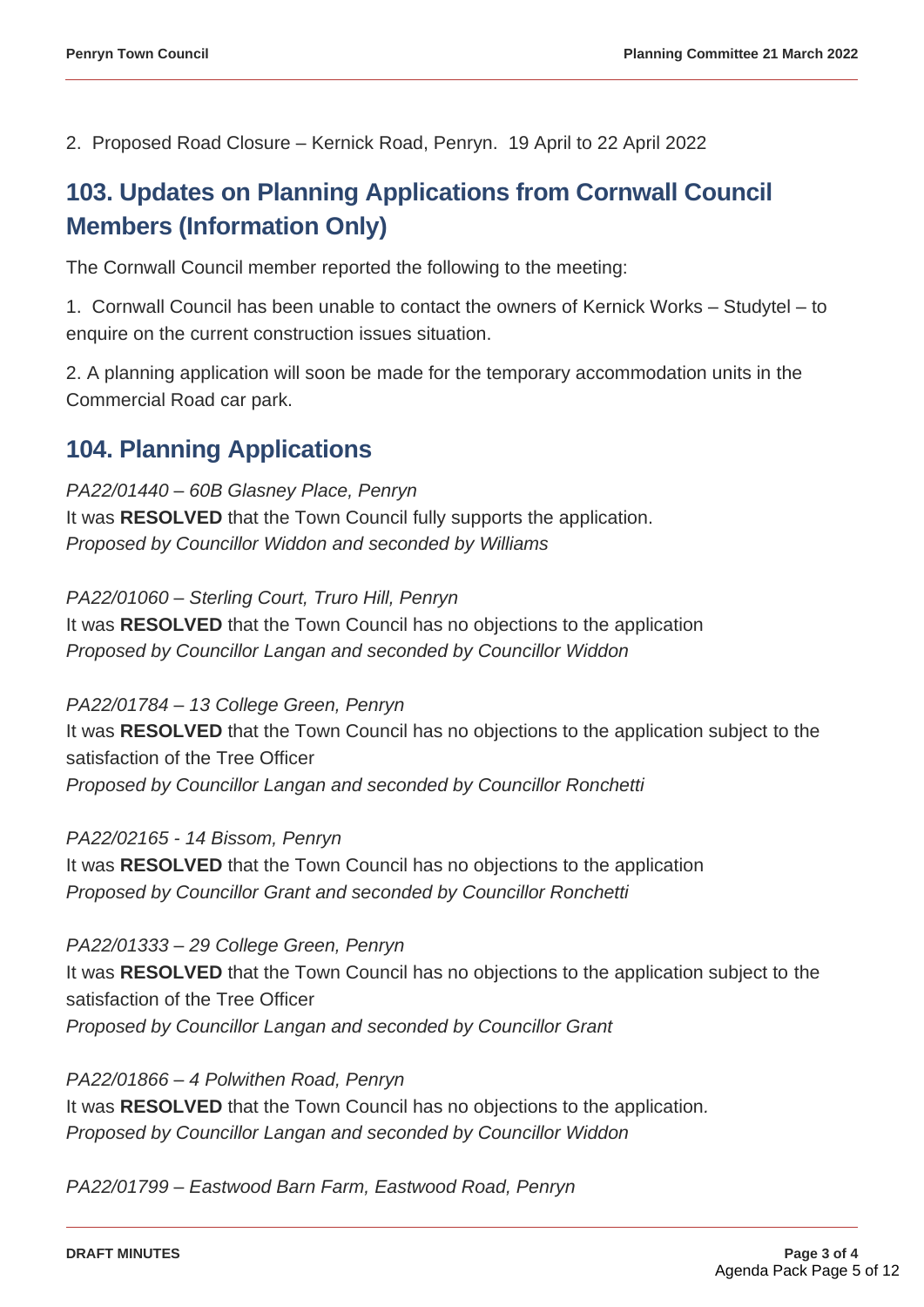2. Proposed Road Closure – Kernick Road, Penryn. 19 April to 22 April 2022

## 103. Updates on Planning Applications from Cornwall Council Members (Information Only)

The Cornwall Council member reported the following to the meeting:

1. Cornwall Council has been unable to contact the owners of Kernick Works – Studytel – to enquire on the current construction issues situation.

2. A planning application will soon be made for the temporary accommodation units in the Commercial Road car park.

## 104. Planning Applications

*PA22/01440 – 60B Glasney Place, Penryn*
It was **RESOLVED** that the Town Council fully supports the application.
*Proposed by Councillor Widdon and seconded by Williams*

*PA22/01060 – Sterling Court, Truro Hill, Penryn*
It was **RESOLVED** that the Town Council has no objections to the application
*Proposed by Councillor Langan and seconded by Councillor Widdon*

*PA22/01784 – 13 College Green, Penryn*
It was **RESOLVED** that the Town Council has no objections to the application subject to the satisfaction of the Tree Officer
*Proposed by Councillor Langan and seconded by Councillor Ronchetti*

*PA22/02165 - 14 Bissom, Penryn*
It was **RESOLVED** that the Town Council has no objections to the application
*Proposed by Councillor Grant and seconded by Councillor Ronchetti*

*PA22/01333 – 29 College Green, Penryn*
It was **RESOLVED** that the Town Council has no objections to the application subject to the satisfaction of the Tree Officer
*Proposed by Councillor Langan and seconded by Councillor Grant*

*PA22/01866 – 4 Polwithen Road, Penryn*
It was **RESOLVED** that the Town Council has no objections to the application.
*Proposed by Councillor Langan and seconded by Councillor Widdon*

*PA22/01799 – Eastwood Barn Farm, Eastwood Road, Penryn*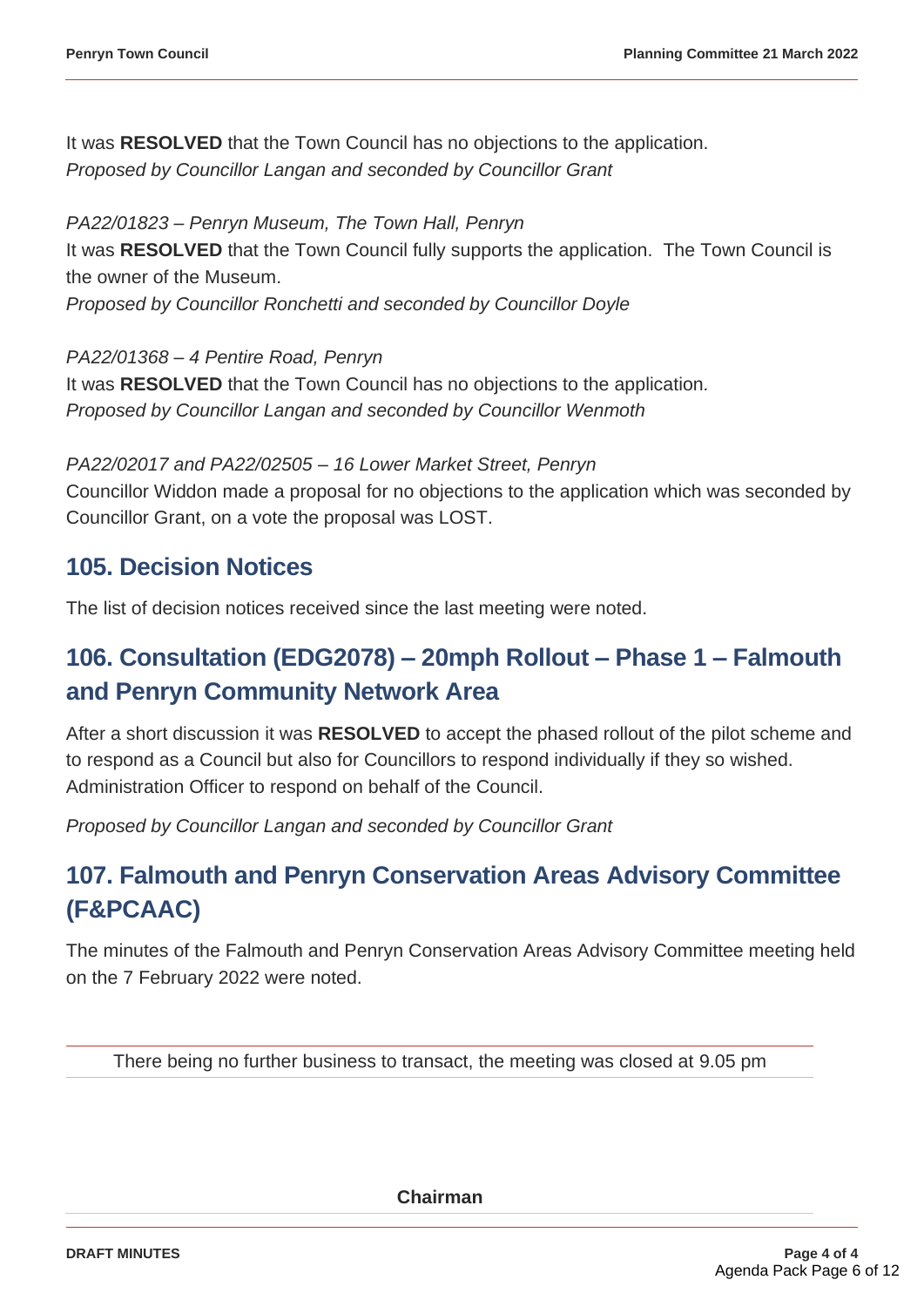It was **RESOLVED** that the Town Council has no objections to the application.
*Proposed by Councillor Langan and seconded by Councillor Grant*

*PA22/01823 – Penryn Museum, The Town Hall, Penryn*
It was **RESOLVED** that the Town Council fully supports the application. The Town Council is the owner of the Museum.
*Proposed by Councillor Ronchetti and seconded by Councillor Doyle*

*PA22/01368 – 4 Pentire Road, Penryn*
It was **RESOLVED** that the Town Council has no objections to the application.
*Proposed by Councillor Langan and seconded by Councillor Wenmoth*

*PA22/02017 and PA22/02505 – 16 Lower Market Street, Penryn*
Councillor Widdon made a proposal for no objections to the application which was seconded by Councillor Grant, on a vote the proposal was LOST.

## 105. Decision Notices

The list of decision notices received since the last meeting were noted.

## 106. Consultation (EDG2078) – 20mph Rollout – Phase 1 – Falmouth and Penryn Community Network Area

After a short discussion it was **RESOLVED** to accept the phased rollout of the pilot scheme and to respond as a Council but also for Councillors to respond individually if they so wished. Administration Officer to respond on behalf of the Council.

*Proposed by Councillor Langan and seconded by Councillor Grant*

## 107. Falmouth and Penryn Conservation Areas Advisory Committee (F&PCAAC)

The minutes of the Falmouth and Penryn Conservation Areas Advisory Committee meeting held on the 7 February 2022 were noted.

There being no further business to transact, the meeting was closed at 9.05 pm

**Chairman**

**DRAFT MINUTES**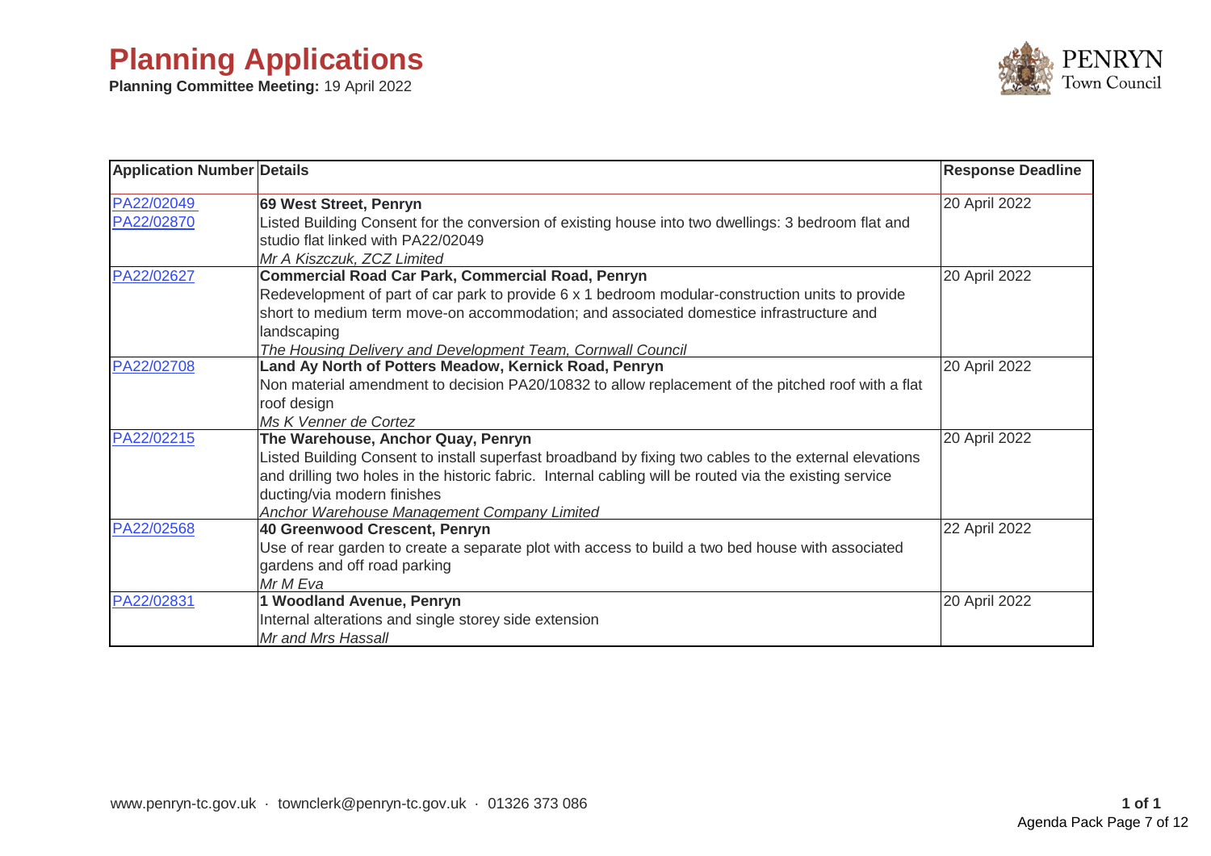# Planning Applications

**Planning Committee Meeting:** 19 April 2022

| Application Number | Details | Response Deadline |
| --- | --- | --- |
| PA22/02049<br>PA22/02870 | **69 West Street, Penryn**<br>Listed Building Consent for the conversion of existing house into two dwellings: 3 bedroom flat and studio flat linked with PA22/02049<br>*Mr A Kiszczuk, ZCZ Limited* | 20 April 2022 |
| PA22/02627 | **Commercial Road Car Park, Commercial Road, Penryn**<br>Redevelopment of part of car park to provide 6 x 1 bedroom modular-construction units to provide short to medium term move-on accommodation; and associated domestice infrastructure and landscaping<br>*The Housing Delivery and Development Team, Cornwall Council* | 20 April 2022 |
| PA22/02708 | **Land Ay North of Potters Meadow, Kernick Road, Penryn**<br>Non material amendment to decision PA20/10832 to allow replacement of the pitched roof with a flat roof design<br>*Ms K Venner de Cortez* | 20 April 2022 |
| PA22/02215 | **The Warehouse, Anchor Quay, Penryn**<br>Listed Building Consent to install superfast broadband by fixing two cables to the external elevations and drilling two holes in the historic fabric. Internal cabling will be routed via the existing service ducting/via modern finishes<br>*Anchor Warehouse Management Company Limited* | 20 April 2022 |
| PA22/02568 | **40 Greenwood Crescent, Penryn**<br>Use of rear garden to create a separate plot with access to build a two bed house with associated gardens and off road parking<br>*Mr M Eva* | 22 April 2022 |
| PA22/02831 | **1 Woodland Avenue, Penryn**<br>Internal alterations and single storey side extension<br>*Mr and Mrs Hassall* | 20 April 2022 |

www.penryn-tc.gov.uk · townclerk@penryn-tc.gov.uk · 01326 373 086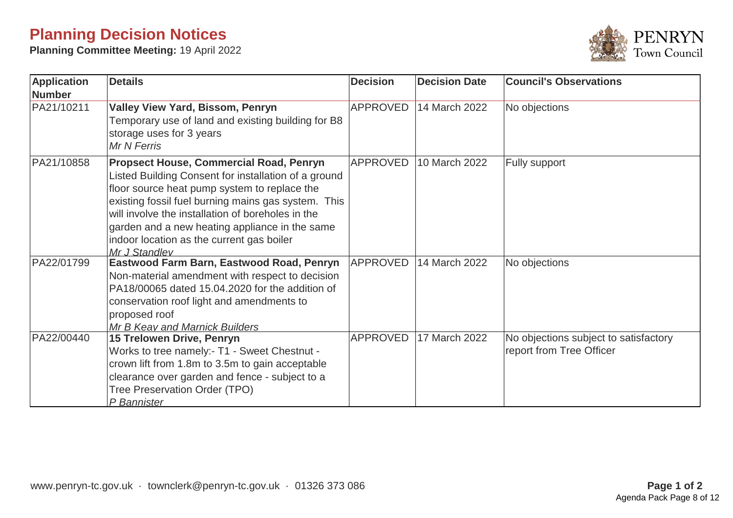# Planning Decision Notices

**Planning Committee Meeting:** 19 April 2022

PENRYN Town Council

| Application Number | Details | Decision | Decision Date | Council's Observations |
|---|---|---|---|---|
| PA21/10211 | **Valley View Yard, Bissom, Penryn**<br>Temporary use of land and existing building for B8 storage uses for 3 years<br>*Mr N Ferris* | APPROVED | 14 March 2022 | No objections |
| PA21/10858 | **Propsect House, Commercial Road, Penryn**<br>Listed Building Consent for installation of a ground floor source heat pump system to replace the existing fossil fuel burning mains gas system. This will involve the installation of boreholes in the garden and a new heating appliance in the same indoor location as the current gas boiler<br>*Mr J Standley* | APPROVED | 10 March 2022 | Fully support |
| PA22/01799 | **Eastwood Farm Barn, Eastwood Road, Penryn**<br>Non-material amendment with respect to decision PA18/00065 dated 15.04.2020 for the addition of conservation roof light and amendments to proposed roof<br>*Mr B Keay and Marnick Builders* | APPROVED | 14 March 2022 | No objections |
| PA22/00440 | **15 Trelowen Drive, Penryn**<br>Works to tree namely:- T1 - Sweet Chestnut - crown lift from 1.8m to 3.5m to gain acceptable clearance over garden and fence - subject to a Tree Preservation Order (TPO)<br>*P Bannister* | APPROVED | 17 March 2022 | No objections subject to satisfactory report from Tree Officer |

www.penryn-tc.gov.uk · townclerk@penryn-tc.gov.uk · 01326 373 086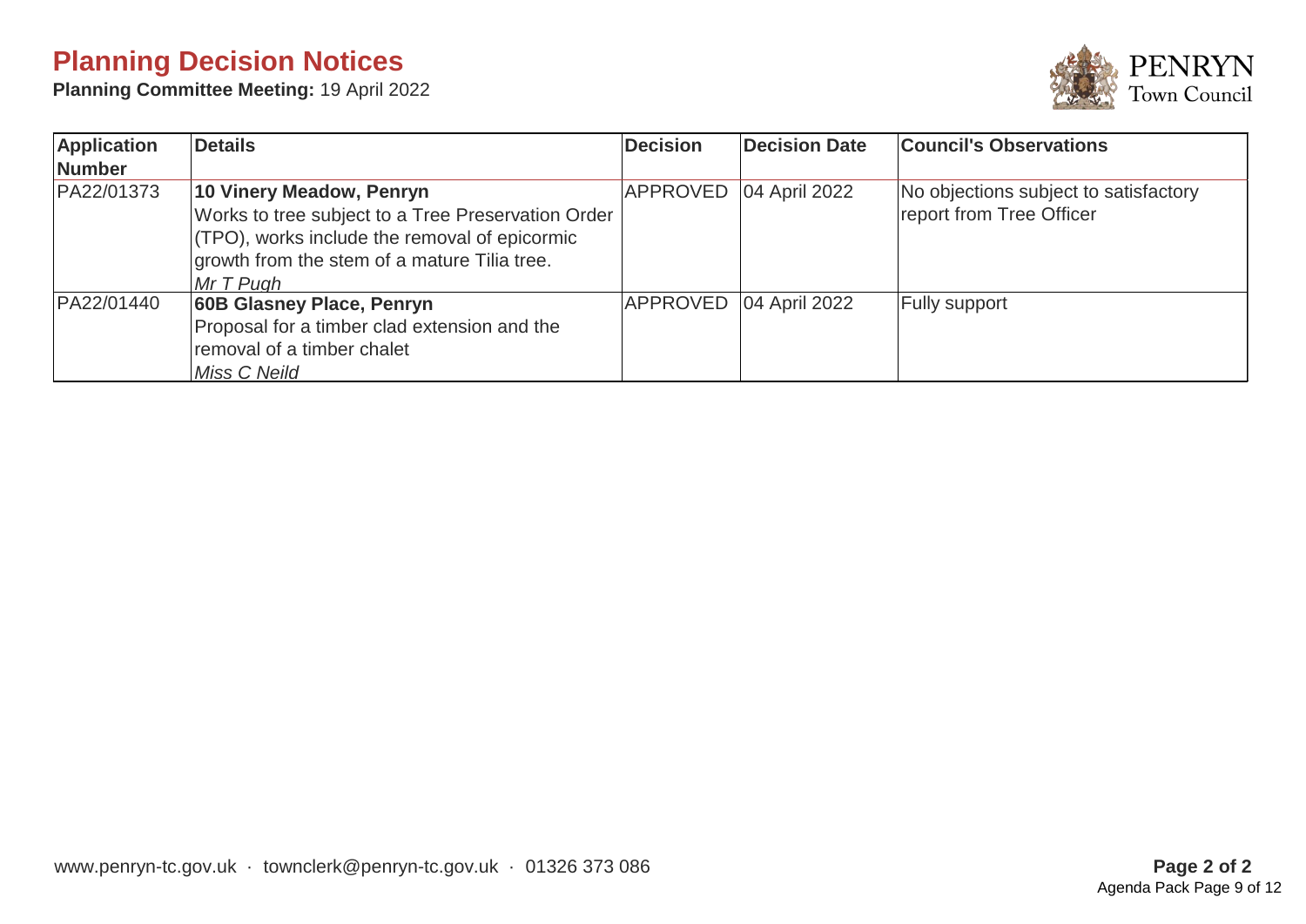# Planning Decision Notices

**Planning Committee Meeting:** 19 April 2022

| Application Number | Details | Decision | Decision Date | Council's Observations |
|---|---|---|---|---|
| PA22/01373 | **10 Vinery Meadow, Penryn**<br>Works to tree subject to a Tree Preservation Order (TPO), works include the removal of epicormic growth from the stem of a mature Tilia tree.<br>*Mr T Pugh* | APPROVED | 04 April 2022 | No objections subject to satisfactory report from Tree Officer |
| PA22/01440 | **60B Glasney Place, Penryn**<br>Proposal for a timber clad extension and the removal of a timber chalet<br>*Miss C Neild* | APPROVED | 04 April 2022 | Fully support |

www.penryn-tc.gov.uk · townclerk@penryn-tc.gov.uk · 01326 373 086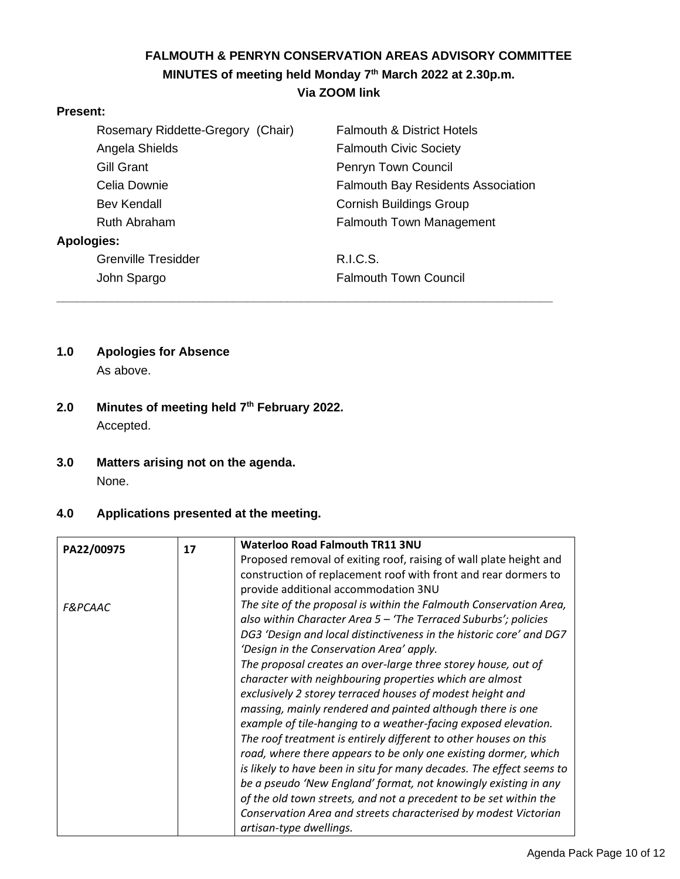# FALMOUTH & PENRYN CONSERVATION AREAS ADVISORY COMMITTEE

## MINUTES of meeting held Monday 7th March 2022 at 2.30p.m.

**Via ZOOM link**

**Present:**

| | |
|---|---|
| Rosemary Riddette-Gregory (Chair) | Falmouth & District Hotels |
| Angela Shields | Falmouth Civic Society |
| Gill Grant | Penryn Town Council |
| Celia Downie | Falmouth Bay Residents Association |
| Bev Kendall | Cornish Buildings Group |
| Ruth Abraham | Falmouth Town Management |

**Apologies:**

| | |
|---|---|
| Grenville Tresidder | R.I.C.S. |
| John Spargo | Falmouth Town Council |

---

**1.0 Apologies for Absence**

As above.

**2.0 Minutes of meeting held 7th February 2022.**

Accepted.

**3.0 Matters arising not on the agenda.**

None.

**4.0 Applications presented at the meeting.**

| PA22/00975<br><br>*F&PCAAC* | 17 | **Waterloo Road Falmouth TR11 3NU**<br>Proposed removal of exiting roof, raising of wall plate height and construction of replacement roof with front and rear dormers to provide additional accommodation 3NU<br>*The site of the proposal is within the Falmouth Conservation Area, also within Character Area 5 – 'The Terraced Suburbs'; policies DG3 'Design and local distinctiveness in the historic core' and DG7 'Design in the Conservation Area' apply.*<br>*The proposal creates an over-large three storey house, out of character with neighbouring properties which are almost exclusively 2 storey terraced houses of modest height and massing, mainly rendered and painted although there is one example of tile-hanging to a weather-facing exposed elevation. The roof treatment is entirely different to other houses on this road, where there appears to be only one existing dormer, which is likely to have been in situ for many decades. The effect seems to be a pseudo 'New England' format, not knowingly existing in any of the old town streets, and not a precedent to be set within the Conservation Area and streets characterised by modest Victorian artisan-type dwellings.* |
|---|---|---|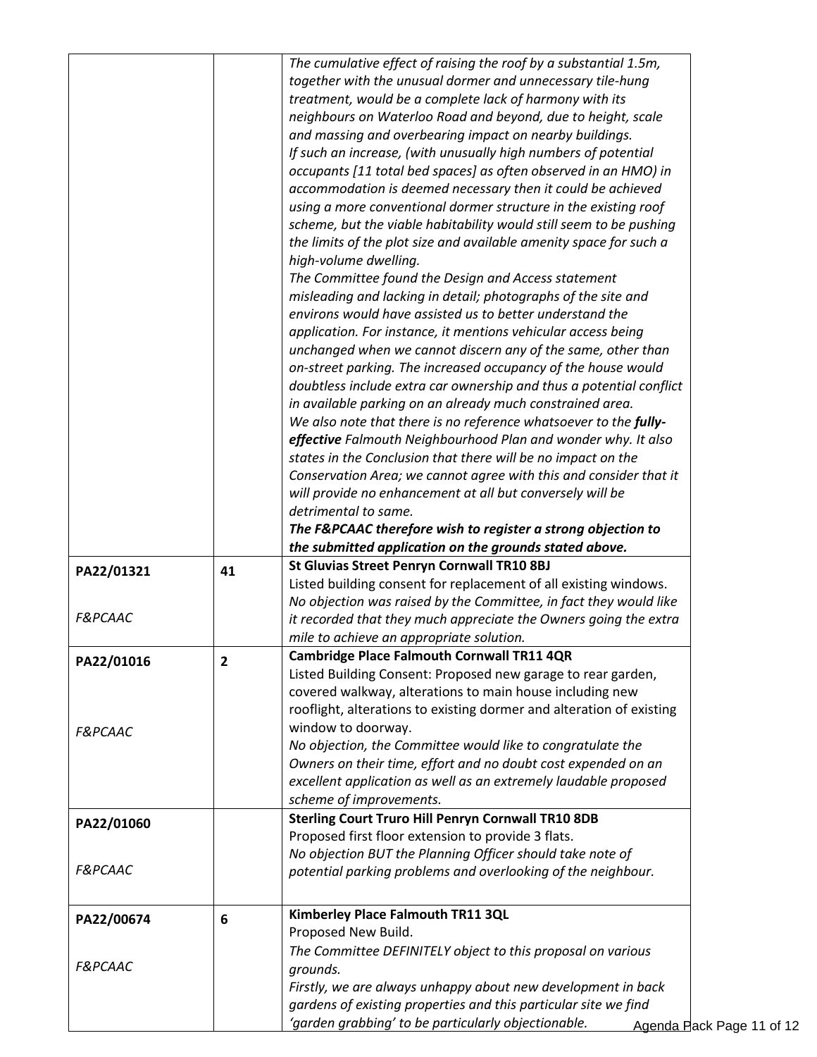| | | |
|---|---|---|
| | | *The cumulative effect of raising the roof by a substantial 1.5m, together with the unusual dormer and unnecessary tile-hung treatment, would be a complete lack of harmony with its neighbours on Waterloo Road and beyond, due to height, scale and massing and overbearing impact on nearby buildings.*<br>*If such an increase, (with unusually high numbers of potential occupants [11 total bed spaces] as often observed in an HMO) in accommodation is deemed necessary then it could be achieved using a more conventional dormer structure in the existing roof scheme, but the viable habitability would still seem to be pushing the limits of the plot size and available amenity space for such a high-volume dwelling.*<br>*The Committee found the Design and Access statement misleading and lacking in detail; photographs of the site and environs would have assisted us to better understand the application. For instance, it mentions vehicular access being unchanged when we cannot discern any of the same, other than on-street parking. The increased occupancy of the house would doubtless include extra car ownership and thus a potential conflict in available parking on an already much constrained area.*<br>*We also note that there is no reference whatsoever to the **fully-effective** Falmouth Neighbourhood Plan and wonder why. It also states in the Conclusion that there will be no impact on the Conservation Area; we cannot agree with this and consider that it will provide no enhancement at all but conversely will be detrimental to same.*<br>***The F&PCAAC therefore wish to register a strong objection to the submitted application on the grounds stated above.*** |
| PA22/01321<br><br>*F&PCAAC* | 41 | **St Gluvias Street Penryn Cornwall TR10 8BJ**<br>Listed building consent for replacement of all existing windows.<br>*No objection was raised by the Committee, in fact they would like it recorded that they much appreciate the Owners going the extra mile to achieve an appropriate solution.* |
| PA22/01016<br><br>*F&PCAAC* | 2 | **Cambridge Place Falmouth Cornwall TR11 4QR**<br>Listed Building Consent: Proposed new garage to rear garden, covered walkway, alterations to main house including new rooflight, alterations to existing dormer and alteration of existing window to doorway.<br>*No objection, the Committee would like to congratulate the Owners on their time, effort and no doubt cost expended on an excellent application as well as an extremely laudable proposed scheme of improvements.* |
| PA22/01060<br><br>*F&PCAAC* | | **Sterling Court Truro Hill Penryn Cornwall TR10 8DB**<br>Proposed first floor extension to provide 3 flats.<br>*No objection BUT the Planning Officer should take note of potential parking problems and overlooking of the neighbour.* |
| PA22/00674<br><br>*F&PCAAC* | 6 | **Kimberley Place Falmouth TR11 3QL**<br>Proposed New Build.<br>*The Committee DEFINITELY object to this proposal on various grounds.*<br>*Firstly, we are always unhappy about new development in back gardens of existing properties and this particular site we find 'garden grabbing' to be particularly objectionable.* |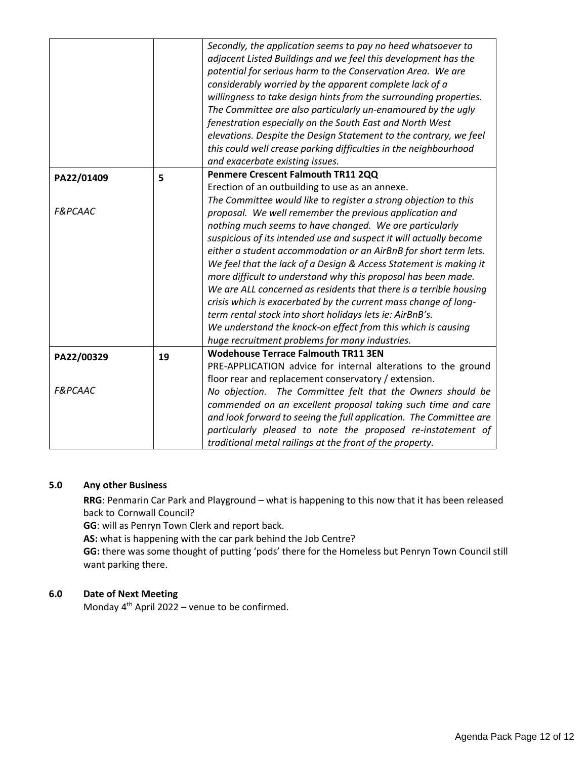| | | |
|---|---|---|
| | | *Secondly, the application seems to pay no heed whatsoever to adjacent Listed Buildings and we feel this development has the potential for serious harm to the Conservation Area. We are considerably worried by the apparent complete lack of a willingness to take design hints from the surrounding properties. The Committee are also particularly un-enamoured by the ugly fenestration especially on the South East and North West elevations. Despite the Design Statement to the contrary, we feel this could well crease parking difficulties in the neighbourhood and exacerbate existing issues.* |
| **PA22/01409**<br><br>*F&PCAAC* | **5** | **Penmere Crescent Falmouth TR11 2QQ**<br>Erection of an outbuilding to use as an annexe.<br>*The Committee would like to register a strong objection to this proposal. We well remember the previous application and nothing much seems to have changed. We are particularly suspicious of its intended use and suspect it will actually become either a student accommodation or an AirBnB for short term lets. We feel that the lack of a Design & Access Statement is making it more difficult to understand why this proposal has been made. We are ALL concerned as residents that there is a terrible housing crisis which is exacerbated by the current mass change of long-term rental stock into short holidays lets ie: AirBnB's. We understand the knock-on effect from this which is causing huge recruitment problems for many industries.* |
| **PA22/00329**<br><br>*F&PCAAC* | **19** | **Wodehouse Terrace Falmouth TR11 3EN**<br>PRE-APPLICATION advice for internal alterations to the ground floor rear and replacement conservatory / extension.<br>*No objection. The Committee felt that the Owners should be commended on an excellent proposal taking such time and care and look forward to seeing the full application. The Committee are particularly pleased to note the proposed re-instatement of traditional metal railings at the front of the property.* |

## 5.0 Any other Business

**RRG**: Penmarin Car Park and Playground – what is happening to this now that it has been released back to Cornwall Council?

**GG**: will as Penryn Town Clerk and report back.

**AS:** what is happening with the car park behind the Job Centre?

**GG:** there was some thought of putting 'pods' there for the Homeless but Penryn Town Council still want parking there.

## 6.0 Date of Next Meeting

Monday 4th April 2022 – venue to be confirmed.